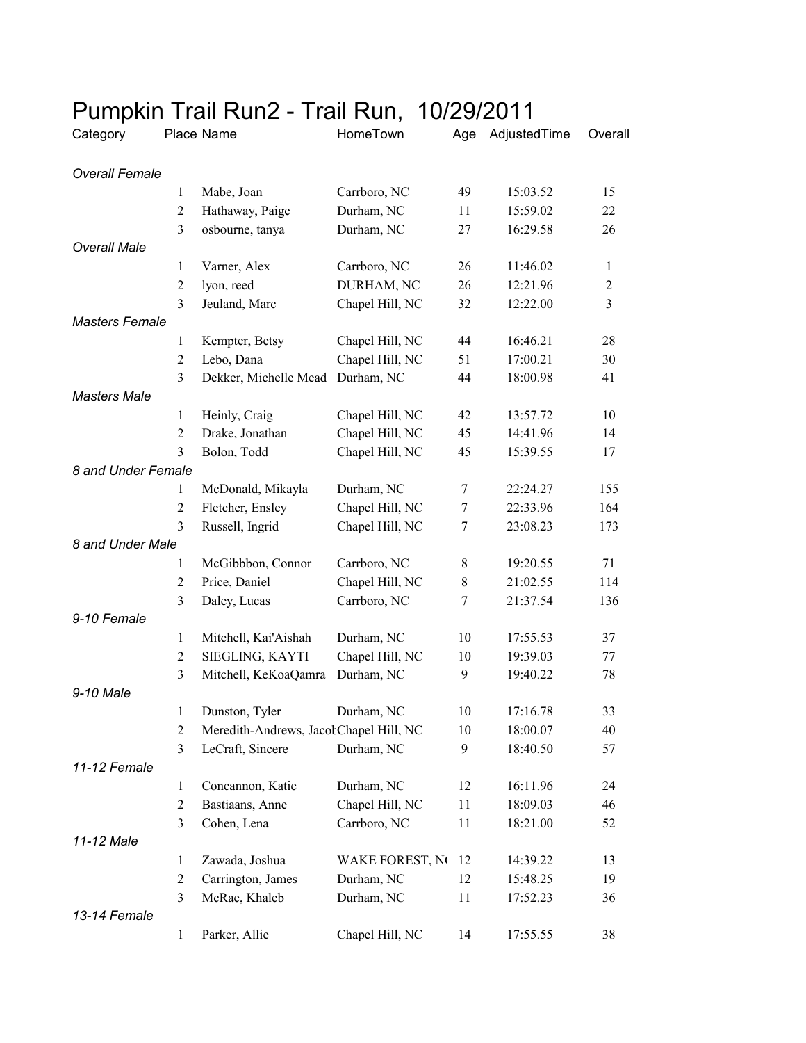# Pumpkin Trail Run2 - Trail Run, 10/29/2011

| Category | Place | Name | HomeTown | Age | AdjustedTime | Overall |
|---|---|---|---|---|---|---|
| *Overall Female* | | | | | | |
| | 1 | Mabe, Joan | Carrboro, NC | 49 | 15:03.52 | 15 |
| | 2 | Hathaway, Paige | Durham, NC | 11 | 15:59.02 | 22 |
| | 3 | osbourne, tanya | Durham, NC | 27 | 16:29.58 | 26 |
| *Overall Male* | | | | | | |
| | 1 | Varner, Alex | Carrboro, NC | 26 | 11:46.02 | 1 |
| | 2 | lyon, reed | DURHAM, NC | 26 | 12:21.96 | 2 |
| | 3 | Jeuland, Marc | Chapel Hill, NC | 32 | 12:22.00 | 3 |
| *Masters Female* | | | | | | |
| | 1 | Kempter, Betsy | Chapel Hill, NC | 44 | 16:46.21 | 28 |
| | 2 | Lebo, Dana | Chapel Hill, NC | 51 | 17:00.21 | 30 |
| | 3 | Dekker, Michelle Mead | Durham, NC | 44 | 18:00.98 | 41 |
| *Masters Male* | | | | | | |
| | 1 | Heinly, Craig | Chapel Hill, NC | 42 | 13:57.72 | 10 |
| | 2 | Drake, Jonathan | Chapel Hill, NC | 45 | 14:41.96 | 14 |
| | 3 | Bolon, Todd | Chapel Hill, NC | 45 | 15:39.55 | 17 |
| *8 and Under Female* | | | | | | |
| | 1 | McDonald, Mikayla | Durham, NC | 7 | 22:24.27 | 155 |
| | 2 | Fletcher, Ensley | Chapel Hill, NC | 7 | 22:33.96 | 164 |
| | 3 | Russell, Ingrid | Chapel Hill, NC | 7 | 23:08.23 | 173 |
| *8 and Under Male* | | | | | | |
| | 1 | McGibbbon, Connor | Carrboro, NC | 8 | 19:20.55 | 71 |
| | 2 | Price, Daniel | Chapel Hill, NC | 8 | 21:02.55 | 114 |
| | 3 | Daley, Lucas | Carrboro, NC | 7 | 21:37.54 | 136 |
| *9-10 Female* | | | | | | |
| | 1 | Mitchell, Kai'Aishah | Durham, NC | 10 | 17:55.53 | 37 |
| | 2 | SIEGLING, KAYTI | Chapel Hill, NC | 10 | 19:39.03 | 77 |
| | 3 | Mitchell, KeKoaQamra | Durham, NC | 9 | 19:40.22 | 78 |
| *9-10 Male* | | | | | | |
| | 1 | Dunston, Tyler | Durham, NC | 10 | 17:16.78 | 33 |
| | 2 | Meredith-Andrews, Jacob | Chapel Hill, NC | 10 | 18:00.07 | 40 |
| | 3 | LeCraft, Sincere | Durham, NC | 9 | 18:40.50 | 57 |
| *11-12 Female* | | | | | | |
| | 1 | Concannon, Katie | Durham, NC | 12 | 16:11.96 | 24 |
| | 2 | Bastiaans, Anne | Chapel Hill, NC | 11 | 18:09.03 | 46 |
| | 3 | Cohen, Lena | Carrboro, NC | 11 | 18:21.00 | 52 |
| *11-12 Male* | | | | | | |
| | 1 | Zawada, Joshua | WAKE FOREST, NC | 12 | 14:39.22 | 13 |
| | 2 | Carrington, James | Durham, NC | 12 | 15:48.25 | 19 |
| | 3 | McRae, Khaleb | Durham, NC | 11 | 17:52.23 | 36 |
| *13-14 Female* | | | | | | |
| | 1 | Parker, Allie | Chapel Hill, NC | 14 | 17:55.55 | 38 |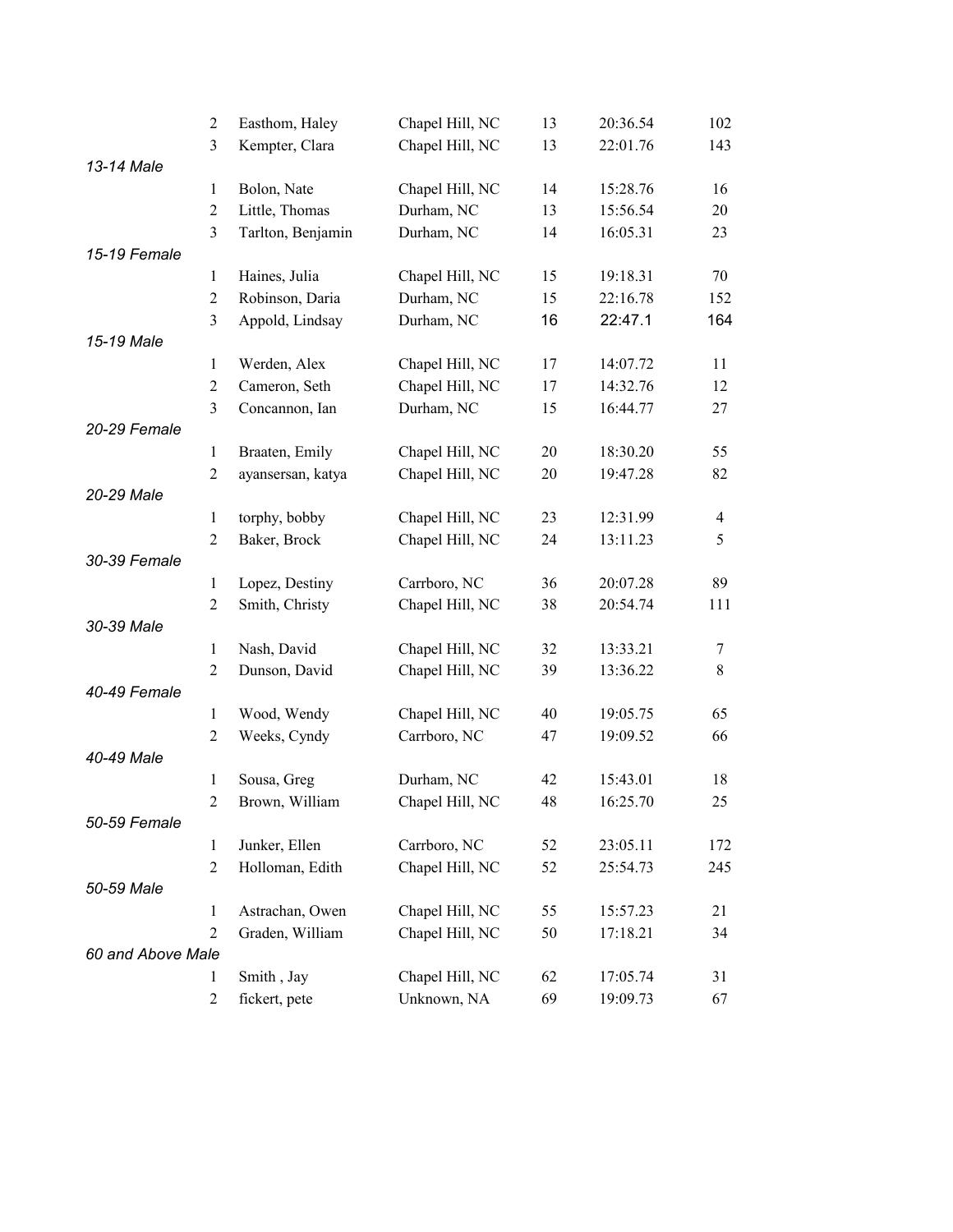| | | | | | | |
|---|---|---|---|---|---|---|
| | 2 | Easthom, Haley | Chapel Hill, NC | 13 | 20:36.54 | 102 |
| | 3 | Kempter, Clara | Chapel Hill, NC | 13 | 22:01.76 | 143 |
| *13-14 Male* | | | | | | |
| | 1 | Bolon, Nate | Chapel Hill, NC | 14 | 15:28.76 | 16 |
| | 2 | Little, Thomas | Durham, NC | 13 | 15:56.54 | 20 |
| | 3 | Tarlton, Benjamin | Durham, NC | 14 | 16:05.31 | 23 |
| *15-19 Female* | | | | | | |
| | 1 | Haines, Julia | Chapel Hill, NC | 15 | 19:18.31 | 70 |
| | 2 | Robinson, Daria | Durham, NC | 15 | 22:16.78 | 152 |
| | 3 | Appold, Lindsay | Durham, NC | 16 | 22:47.1 | 164 |
| *15-19 Male* | | | | | | |
| | 1 | Werden, Alex | Chapel Hill, NC | 17 | 14:07.72 | 11 |
| | 2 | Cameron, Seth | Chapel Hill, NC | 17 | 14:32.76 | 12 |
| | 3 | Concannon, Ian | Durham, NC | 15 | 16:44.77 | 27 |
| *20-29 Female* | | | | | | |
| | 1 | Braaten, Emily | Chapel Hill, NC | 20 | 18:30.20 | 55 |
| | 2 | ayansersan, katya | Chapel Hill, NC | 20 | 19:47.28 | 82 |
| *20-29 Male* | | | | | | |
| | 1 | torphy, bobby | Chapel Hill, NC | 23 | 12:31.99 | 4 |
| | 2 | Baker, Brock | Chapel Hill, NC | 24 | 13:11.23 | 5 |
| *30-39 Female* | | | | | | |
| | 1 | Lopez, Destiny | Carrboro, NC | 36 | 20:07.28 | 89 |
| | 2 | Smith, Christy | Chapel Hill, NC | 38 | 20:54.74 | 111 |
| *30-39 Male* | | | | | | |
| | 1 | Nash, David | Chapel Hill, NC | 32 | 13:33.21 | 7 |
| | 2 | Dunson, David | Chapel Hill, NC | 39 | 13:36.22 | 8 |
| *40-49 Female* | | | | | | |
| | 1 | Wood, Wendy | Chapel Hill, NC | 40 | 19:05.75 | 65 |
| | 2 | Weeks, Cyndy | Carrboro, NC | 47 | 19:09.52 | 66 |
| *40-49 Male* | | | | | | |
| | 1 | Sousa, Greg | Durham, NC | 42 | 15:43.01 | 18 |
| | 2 | Brown, William | Chapel Hill, NC | 48 | 16:25.70 | 25 |
| *50-59 Female* | | | | | | |
| | 1 | Junker, Ellen | Carrboro, NC | 52 | 23:05.11 | 172 |
| | 2 | Holloman, Edith | Chapel Hill, NC | 52 | 25:54.73 | 245 |
| *50-59 Male* | | | | | | |
| | 1 | Astrachan, Owen | Chapel Hill, NC | 55 | 15:57.23 | 21 |
| | 2 | Graden, William | Chapel Hill, NC | 50 | 17:18.21 | 34 |
| *60 and Above Male* | | | | | | |
| | 1 | Smith , Jay | Chapel Hill, NC | 62 | 17:05.74 | 31 |
| | 2 | fickert, pete | Unknown, NA | 69 | 19:09.73 | 67 |